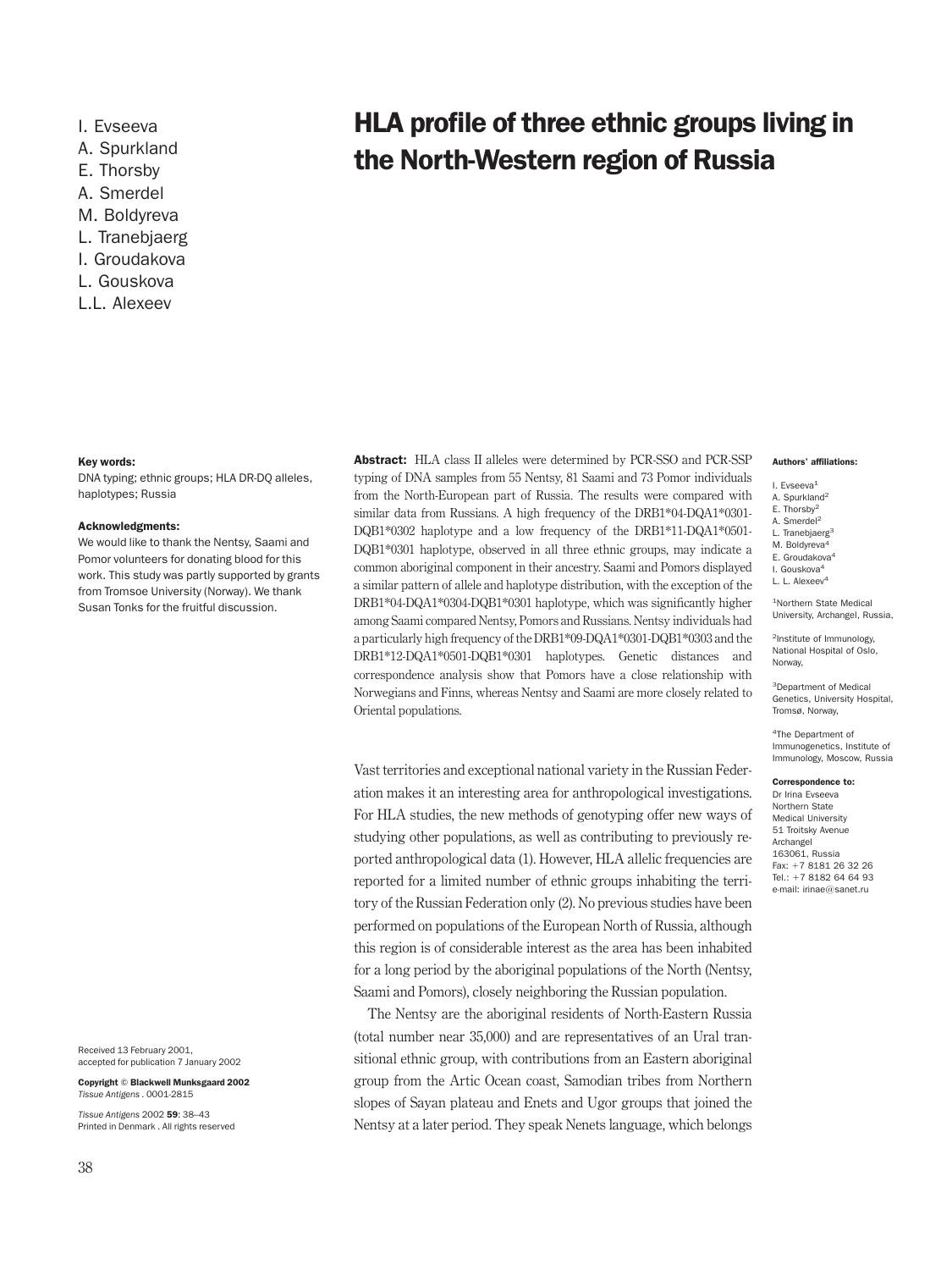I. Evseeva
A. Spurkland
E. Thorsby
A. Smerdel
M. Boldyreva
L. Tranebjaerg
I. Groudakova
L. Gouskova
L.L. Alexeev

# HLA profile of three ethnic groups living in the North-Western region of Russia

**Key words:**
DNA typing; ethnic groups; HLA DR-DQ alleles, haplotypes; Russia

**Acknowledgments:**
We would like to thank the Nentsy, Saami and Pomor volunteers for donating blood for this work. This study was partly supported by grants from Tromsoe University (Norway). We thank Susan Tonks for the fruitful discussion.

**Abstract:** HLA class II alleles were determined by PCR-SSO and PCR-SSP typing of DNA samples from 55 Nentsy, 81 Saami and 73 Pomor individuals from the North-European part of Russia. The results were compared with similar data from Russians. A high frequency of the DRB1*04-DQA1*0301-DQB1*0302 haplotype and a low frequency of the DRB1*11-DQA1*0501-DQB1*0301 haplotype, observed in all three ethnic groups, may indicate a common aboriginal component in their ancestry. Saami and Pomors displayed a similar pattern of allele and haplotype distribution, with the exception of the DRB1*04-DQA1*0304-DQB1*0301 haplotype, which was significantly higher among Saami compared Nentsy, Pomors and Russians. Nentsy individuals had a particularly high frequency of the DRB1*09-DQA1*0301-DQB1*0303 and the DRB1*12-DQA1*0501-DQB1*0301 haplotypes. Genetic distances and correspondence analysis show that Pomors have a close relationship with Norwegians and Finns, whereas Nentsy and Saami are more closely related to Oriental populations.

**Authors' affiliations:**

I. Evseeva[1]
A. Spurkland[2]
E. Thorsby[2]
A. Smerdel[2]
L. Tranebjaerg[3]
M. Boldyreva[4]
E. Groudakova[4]
I. Gouskova[4]
L. L. Alexeev[4]

[1]Northern State Medical University, Archangel, Russia,

[2]Institute of Immunology, National Hospital of Oslo, Norway,

[3]Department of Medical Genetics, University Hospital, Tromsø, Norway,

[4]The Department of Immunogenetics, Institute of Immunology, Moscow, Russia

**Correspondence to:**
Dr Irina Evseeva
Northern State
Medical University
51 Troitsky Avenue
Archangel
163061, Russia
Fax: +7 8181 26 32 26
Tel.: +7 8182 64 64 93
e-mail: irinae@sanet.ru

Received 13 February 2001, accepted for publication 7 January 2002

**Copyright © Blackwell Munksgaard 2002**
*Tissue Antigens* . 0001-2815

*Tissue Antigens* 2002 **59**: 38–43
Printed in Denmark . All rights reserved

Vast territories and exceptional national variety in the Russian Federation makes it an interesting area for anthropological investigations. For HLA studies, the new methods of genotyping offer new ways of studying other populations, as well as contributing to previously reported anthropological data (1). However, HLA allelic frequencies are reported for a limited number of ethnic groups inhabiting the territory of the Russian Federation only (2). No previous studies have been performed on populations of the European North of Russia, although this region is of considerable interest as the area has been inhabited for a long period by the aboriginal populations of the North (Nentsy, Saami and Pomors), closely neighboring the Russian population.

The Nentsy are the aboriginal residents of North-Eastern Russia (total number near 35,000) and are representatives of an Ural transitional ethnic group, with contributions from an Eastern aboriginal group from the Artic Ocean coast, Samodian tribes from Northern slopes of Sayan plateau and Enets and Ugor groups that joined the Nentsy at a later period. They speak Nenets language, which belongs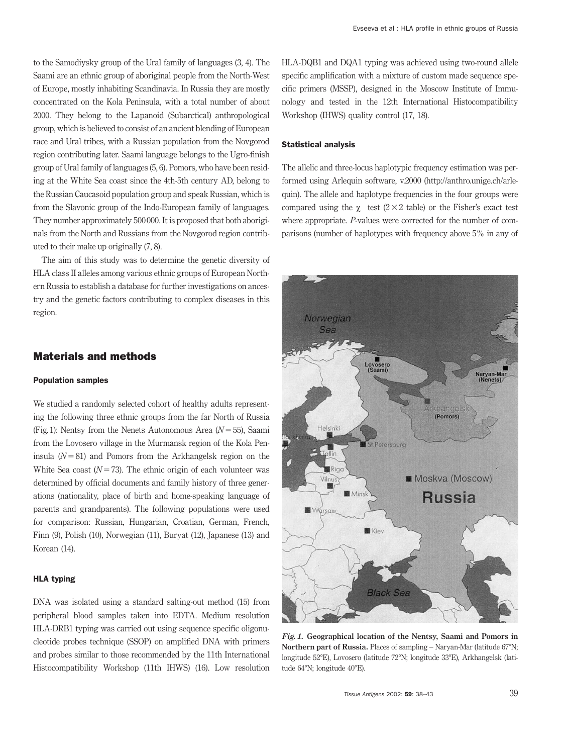to the Samodiysky group of the Ural family of languages (3, 4). The Saami are an ethnic group of aboriginal people from the North-West of Europe, mostly inhabiting Scandinavia. In Russia they are mostly concentrated on the Kola Peninsula, with a total number of about 2000. They belong to the Lapanoid (Subarctical) anthropological group, which is believed to consist of an ancient blending of European race and Ural tribes, with a Russian population from the Novgorod region contributing later. Saami language belongs to the Ugro-finish group of Ural family of languages (5, 6). Pomors, who have been residing at the White Sea coast since the 4th-5th century AD, belong to the Russian Caucasoid population group and speak Russian, which is from the Slavonic group of the Indo-European family of languages. They number approximately 500 000. It is proposed that both aboriginals from the North and Russians from the Novgorod region contributed to their make up originally (7, 8).

The aim of this study was to determine the genetic diversity of HLA class II alleles among various ethnic groups of European Northern Russia to establish a database for further investigations on ancestry and the genetic factors contributing to complex diseases in this region.

## Materials and methods

### Population samples

We studied a randomly selected cohort of healthy adults representing the following three ethnic groups from the far North of Russia (Fig. 1): Nentsy from the Nenets Autonomous Area ($N = 55$), Saami from the Lovosero village in the Murmansk region of the Kola Peninsula ($N = 81$) and Pomors from the Arkhangelsk region on the White Sea coast ($N = 73$). The ethnic origin of each volunteer was determined by official documents and family history of three generations (nationality, place of birth and home-speaking language of parents and grandparents). The following populations were used for comparison: Russian, Hungarian, Croatian, German, French, Finn (9), Polish (10), Norwegian (11), Buryat (12), Japanese (13) and Korean (14).

### HLA typing

DNA was isolated using a standard salting-out method (15) from peripheral blood samples taken into EDTA. Medium resolution HLA-DRB1 typing was carried out using sequence specific oligonucleotide probes technique (SSOP) on amplified DNA with primers and probes similar to those recommended by the 11th International Histocompatibility Workshop (11th IHWS) (16). Low resolution HLA-DQB1 and DQA1 typing was achieved using two-round allele specific amplification with a mixture of custom made sequence specific primers (MSSP), designed in the Moscow Institute of Immunology and tested in the 12th International Histocompatibility Workshop (IHWS) quality control (17, 18).

### Statistical analysis

The allelic and three-locus haplotypic frequency estimation was performed using Arlequin software, v.2000 (http://anthro.unige.ch/arlequin). The allele and haplotype frequencies in the four groups were compared using the $\chi^2$ test ($2 \times 2$ table) or the Fisher's exact test where appropriate. $P$-values were corrected for the number of comparisons (number of haplotypes with frequency above 5% in any of

***Fig. 1.*** **Geographical location of the Nentsy, Saami and Pomors in Northern part of Russia.** Places of sampling – Naryan-Mar (latitude 67°N; longitude 52°E), Lovosero (latitude 72°N; longitude 33°E), Arkhangelsk (latitude 64°N; longitude 40°E).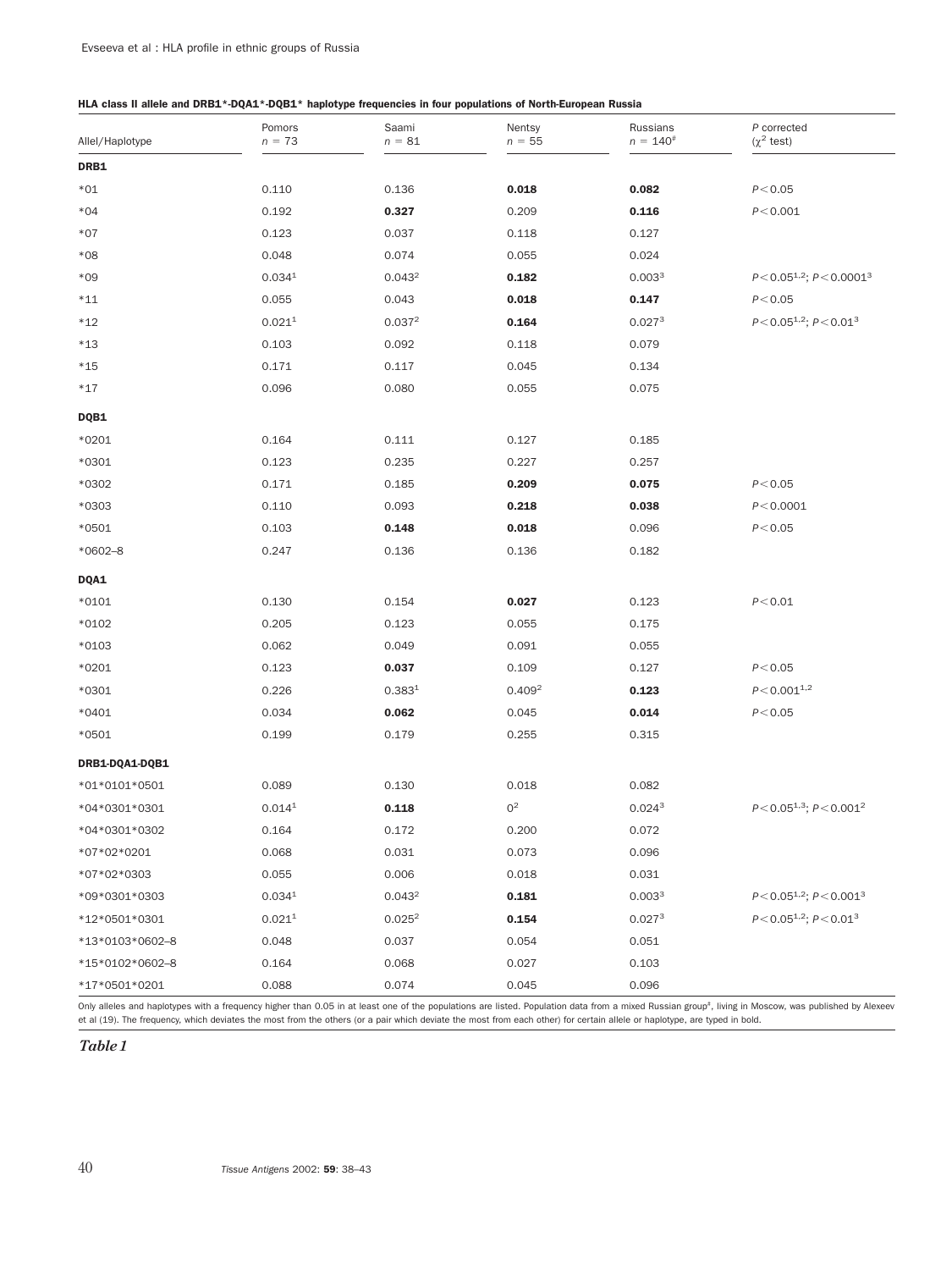**HLA class II allele and DRB1*-DQA1*-DQB1* haplotype frequencies in four populations of North-European Russia**

| Allele/Haplotype | Pomors $n = 73$ | Saami $n = 81$ | Nentsy $n = 55$ | Russians $n = 140^{\#}$ | $P$ corrected ($\chi^2$ test) |
|---|---|---|---|---|---|
| **DRB1** | | | | | |
| *01 | 0.110 | 0.136 | **0.018** | **0.082** | $P<0.05$ |
| *04 | 0.192 | **0.327** | 0.209 | **0.116** | $P<0.001$ |
| *07 | 0.123 | 0.037 | 0.118 | 0.127 | |
| *08 | 0.048 | 0.074 | 0.055 | 0.024 | |
| *09 | 0.034[1] | 0.043[2] | **0.182** | 0.003[3] | $P<0.05$[1,2]; $P<0.0001$[3] |
| *11 | 0.055 | 0.043 | **0.018** | **0.147** | $P<0.05$ |
| *12 | 0.021[1] | 0.037[2] | **0.164** | 0.027[3] | $P<0.05$[1,2]; $P<0.01$[3] |
| *13 | 0.103 | 0.092 | 0.118 | 0.079 | |
| *15 | 0.171 | 0.117 | 0.045 | 0.134 | |
| *17 | 0.096 | 0.080 | 0.055 | 0.075 | |
| **DQB1** | | | | | |
| *0201 | 0.164 | 0.111 | 0.127 | 0.185 | |
| *0301 | 0.123 | 0.235 | 0.227 | 0.257 | |
| *0302 | 0.171 | 0.185 | **0.209** | **0.075** | $P<0.05$ |
| *0303 | 0.110 | 0.093 | **0.218** | **0.038** | $P<0.0001$ |
| *0501 | 0.103 | **0.148** | **0.018** | 0.096 | $P<0.05$ |
| *0602–8 | 0.247 | 0.136 | 0.136 | 0.182 | |
| **DQA1** | | | | | |
| *0101 | 0.130 | 0.154 | **0.027** | 0.123 | $P<0.01$ |
| *0102 | 0.205 | 0.123 | 0.055 | 0.175 | |
| *0103 | 0.062 | 0.049 | 0.091 | 0.055 | |
| *0201 | 0.123 | **0.037** | 0.109 | 0.127 | $P<0.05$ |
| *0301 | 0.226 | 0.383[1] | 0.409[2] | **0.123** | $P<0.001$[1,2] |
| *0401 | 0.034 | **0.062** | 0.045 | **0.014** | $P<0.05$ |
| *0501 | 0.199 | 0.179 | 0.255 | 0.315 | |
| **DRB1-DQA1-DQB1** | | | | | |
| *01*0101*0501 | 0.089 | 0.130 | 0.018 | 0.082 | |
| *04*0301*0301 | 0.014[1] | **0.118** | 0[2] | 0.024[3] | $P<0.05$[1,3]; $P<0.001$[2] |
| *04*0301*0302 | 0.164 | 0.172 | 0.200 | 0.072 | |
| *07*02*0201 | 0.068 | 0.031 | 0.073 | 0.096 | |
| *07*02*0303 | 0.055 | 0.006 | 0.018 | 0.031 | |
| *09*0301*0303 | 0.034[1] | 0.043[2] | **0.181** | 0.003[3] | $P<0.05$[1,2]; $P<0.001$[3] |
| *12*0501*0301 | 0.021[1] | 0.025[2] | **0.154** | 0.027[3] | $P<0.05$[1,2]; $P<0.01$[3] |
| *13*0103*0602–8 | 0.048 | 0.037 | 0.054 | 0.051 | |
| *15*0102*0602–8 | 0.164 | 0.068 | 0.027 | 0.103 | |
| *17*0501*0201 | 0.088 | 0.074 | 0.045 | 0.096 | |

Only alleles and haplotypes with a frequency higher than 0.05 in at least one of the populations are listed. Population data from a mixed Russian group#, living in Moscow, was published by Alexeev et al (19). The frequency, which deviates the most from the others (or a pair which deviate the most from each other) for certain allele or haplotype, are typed in bold.

*Table 1*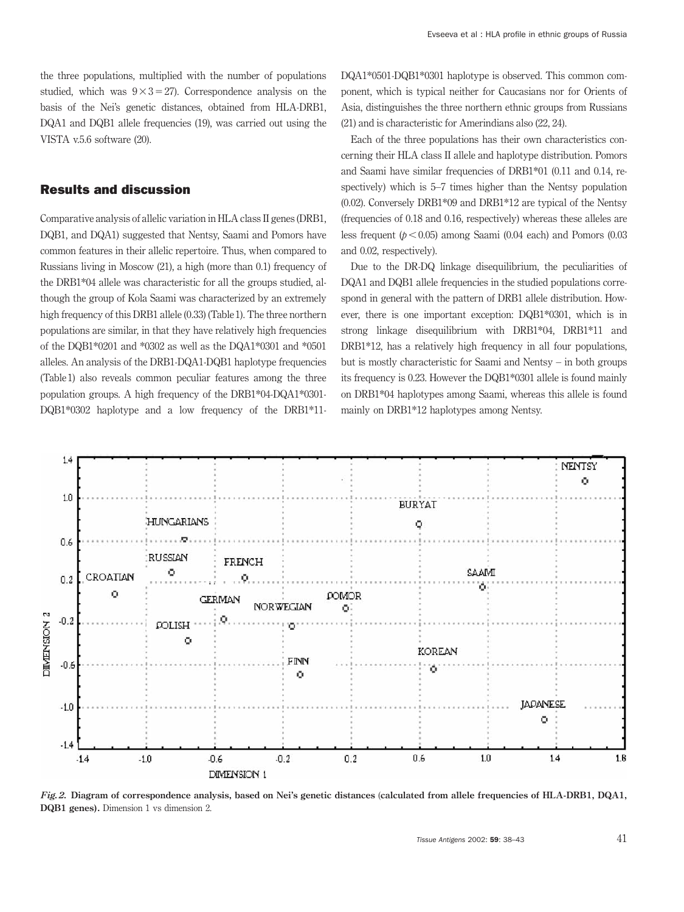the three populations, multiplied with the number of populations studied, which was $9 \times 3 = 27$). Correspondence analysis on the basis of the Nei's genetic distances, obtained from HLA-DRB1, DQA1 and DQB1 allele frequencies (19), was carried out using the VISTA v.5.6 software (20).

## Results and discussion

Comparative analysis of allelic variation in HLA class II genes (DRB1, DQB1, and DQA1) suggested that Nentsy, Saami and Pomors have common features in their allelic repertoire. Thus, when compared to Russians living in Moscow (21), a high (more than 0.1) frequency of the DRB1*04 allele was characteristic for all the groups studied, although the group of Kola Saami was characterized by an extremely high frequency of this DRB1 allele (0.33) (Table 1). The three northern populations are similar, in that they have relatively high frequencies of the DQB1*0201 and *0302 as well as the DQA1*0301 and *0501 alleles. An analysis of the DRB1-DQA1-DQB1 haplotype frequencies (Table 1) also reveals common peculiar features among the three population groups. A high frequency of the DRB1*04-DQA1*0301-DQB1*0302 haplotype and a low frequency of the DRB1*11-DQA1*0501-DQB1*0301 haplotype is observed. This common component, which is typical neither for Caucasians nor for Orients of Asia, distinguishes the three northern ethnic groups from Russians (21) and is characteristic for Amerindians also (22, 24).

Each of the three populations has their own characteristics concerning their HLA class II allele and haplotype distribution. Pomors and Saami have similar frequencies of DRB1*01 (0.11 and 0.14, respectively) which is 5–7 times higher than the Nentsy population (0.02). Conversely DRB1*09 and DRB1*12 are typical of the Nentsy (frequencies of 0.18 and 0.16, respectively) whereas these alleles are less frequent ($p < 0.05$) among Saami (0.04 each) and Pomors (0.03 and 0.02, respectively).

Due to the DR-DQ linkage disequilibrium, the peculiarities of DQA1 and DQB1 allele frequencies in the studied populations correspond in general with the pattern of DRB1 allele distribution. However, there is one important exception: DQB1*0301, which is in strong linkage disequilibrium with DRB1*04, DRB1*11 and DRB1*12, has a relatively high frequency in all four populations, but is mostly characteristic for Saami and Nentsy – in both groups its frequency is 0.23. However the DQB1*0301 allele is found mainly on DRB1*04 haplotypes among Saami, whereas this allele is found mainly on DRB1*12 haplotypes among Nentsy.

*Fig. 2.* **Diagram of correspondence analysis, based on Nei's genetic distances (calculated from allele frequencies of HLA-DRB1, DQA1, DQB1 genes).** Dimension 1 vs dimension 2.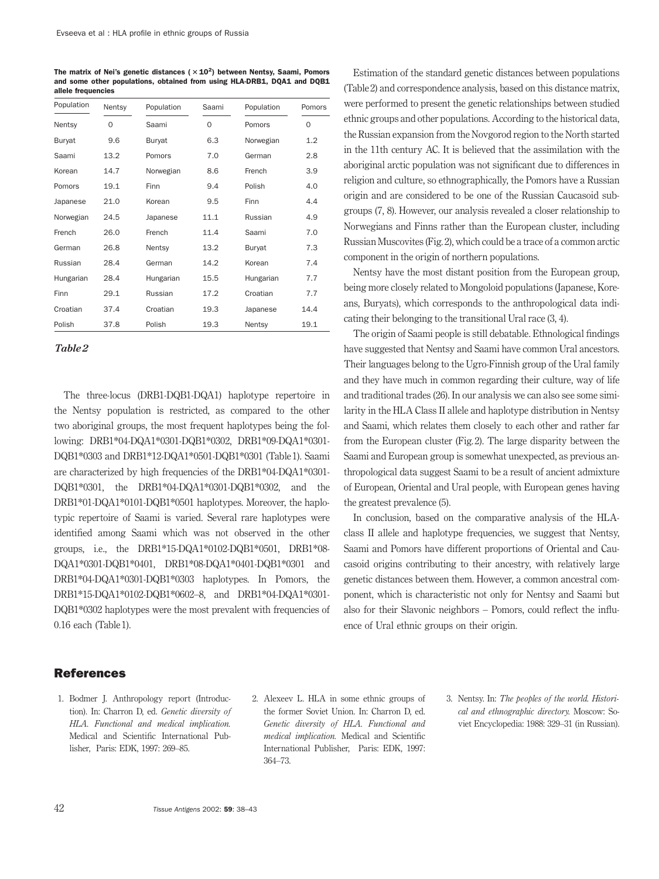The matrix of Nei's genetic distances ( $\times 10^2$) between Nentsy, Saami, Pomors and some other populations, obtained from using HLA-DRB1, DQA1 and DQB1 allele frequencies

| Population | Nentsy | Population | Saami | Population | Pomors |
|---|---|---|---|---|---|
| Nentsy | 0 | Saami | 0 | Pomors | 0 |
| Buryat | 9.6 | Buryat | 6.3 | Norwegian | 1.2 |
| Saami | 13.2 | Pomors | 7.0 | German | 2.8 |
| Korean | 14.7 | Norwegian | 8.6 | French | 3.9 |
| Pomors | 19.1 | Finn | 9.4 | Polish | 4.0 |
| Japanese | 21.0 | Korean | 9.5 | Finn | 4.4 |
| Norwegian | 24.5 | Japanese | 11.1 | Russian | 4.9 |
| French | 26.0 | French | 11.4 | Saami | 7.0 |
| German | 26.8 | Nentsy | 13.2 | Buryat | 7.3 |
| Russian | 28.4 | German | 14.2 | Korean | 7.4 |
| Hungarian | 28.4 | Hungarian | 15.5 | Hungarian | 7.7 |
| Finn | 29.1 | Russian | 17.2 | Croatian | 7.7 |
| Croatian | 37.4 | Croatian | 19.3 | Japanese | 14.4 |
| Polish | 37.8 | Polish | 19.3 | Nentsy | 19.1 |

*Table 2*

The three-locus (DRB1-DQB1-DQA1) haplotype repertoire in the Nentsy population is restricted, as compared to the other two aboriginal groups, the most frequent haplotypes being the following: DRB1*04-DQA1*0301-DQB1*0302, DRB1*09-DQA1*0301-DQB1*0303 and DRB1*12-DQA1*0501-DQB1*0301 (Table 1). Saami are characterized by high frequencies of the DRB1*04-DQA1*0301-DQB1*0301, the DRB1*04-DQA1*0301-DQB1*0302, and the DRB1*01-DQA1*0101-DQB1*0501 haplotypes. Moreover, the haplotypic repertoire of Saami is varied. Several rare haplotypes were identified among Saami which was not observed in the other groups, i.e., the DRB1*15-DQA1*0102-DQB1*0501, DRB1*08-DQA1*0301-DQB1*0401, DRB1*08-DQA1*0401-DQB1*0301 and DRB1*04-DQA1*0301-DQB1*0303 haplotypes. In Pomors, the DRB1*15-DQA1*0102-DQB1*0602–8, and DRB1*04-DQA1*0301-DQB1*0302 haplotypes were the most prevalent with frequencies of 0.16 each (Table 1).

Estimation of the standard genetic distances between populations (Table 2) and correspondence analysis, based on this distance matrix, were performed to present the genetic relationships between studied ethnic groups and other populations. According to the historical data, the Russian expansion from the Novgorod region to the North started in the 11th century AC. It is believed that the assimilation with the aboriginal arctic population was not significant due to differences in religion and culture, so ethnographically, the Pomors have a Russian origin and are considered to be one of the Russian Caucasoid subgroups (7, 8). However, our analysis revealed a closer relationship to Norwegians and Finns rather than the European cluster, including Russian Muscovites (Fig. 2), which could be a trace of a common arctic component in the origin of northern populations.

Nentsy have the most distant position from the European group, being more closely related to Mongoloid populations (Japanese, Koreans, Buryats), which corresponds to the anthropological data indicating their belonging to the transitional Ural race (3, 4).

The origin of Saami people is still debatable. Ethnological findings have suggested that Nentsy and Saami have common Ural ancestors. Their languages belong to the Ugro-Finnish group of the Ural family and they have much in common regarding their culture, way of life and traditional trades (26). In our analysis we can also see some similarity in the HLA Class II allele and haplotype distribution in Nentsy and Saami, which relates them closely to each other and rather far from the European cluster (Fig. 2). The large disparity between the Saami and European group is somewhat unexpected, as previous anthropological data suggest Saami to be a result of ancient admixture of European, Oriental and Ural people, with European genes having the greatest prevalence (5).

In conclusion, based on the comparative analysis of the HLA-class II allele and haplotype frequencies, we suggest that Nentsy, Saami and Pomors have different proportions of Oriental and Caucasoid origins contributing to their ancestry, with relatively large genetic distances between them. However, a common ancestral component, which is characteristic not only for Nentsy and Saami but also for their Slavonic neighbors – Pomors, could reflect the influence of Ural ethnic groups on their origin.

## References

1. Bodmer J. Anthropology report (Introduction). In: Charron D, ed. *Genetic diversity of HLA. Functional and medical implication.* Medical and Scientific International Publisher, Paris: EDK, 1997: 269–85.
2. Alexeev L. HLA in some ethnic groups of the former Soviet Union. In: Charron D, ed. *Genetic diversity of HLA. Functional and medical implication.* Medical and Scientific International Publisher, Paris: EDK, 1997: 364–73.
3. Nentsy. In: *The peoples of the world. Historical and ethnographic directory.* Moscow: Soviet Encyclopedia: 1988: 329–31 (in Russian).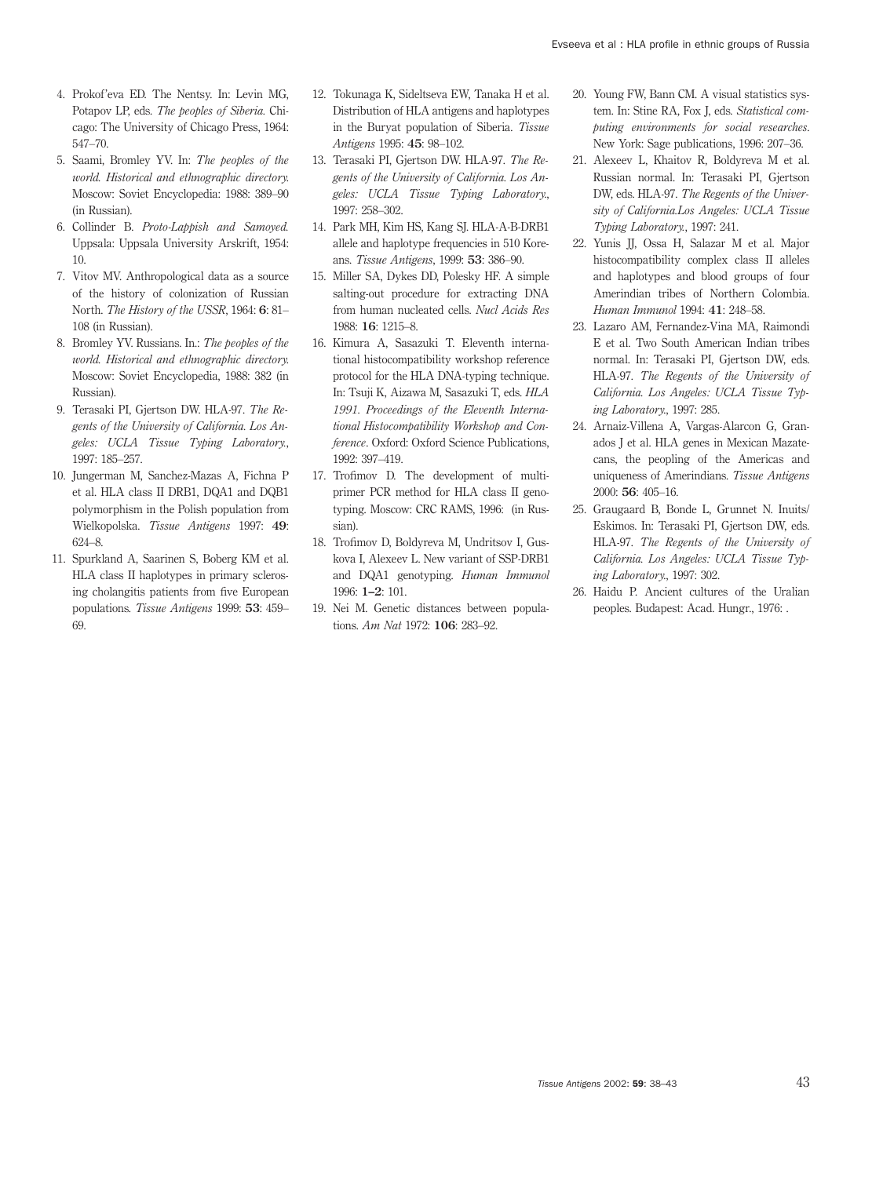4. Prokof'eva ED. The Nentsy. In: Levin MG, Potapov LP, eds. *The peoples of Siberia.* Chicago: The University of Chicago Press, 1964: 547–70.
5. Saami, Bromley YV. In: *The peoples of the world. Historical and ethnographic directory.* Moscow: Soviet Encyclopedia: 1988: 389–90 (in Russian).
6. Collinder B. *Proto-Lappish and Samoyed.* Uppsala: Uppsala University Arskrift, 1954: 10.
7. Vitov MV. Anthropological data as a source of the history of colonization of Russian North. *The History of the USSR*, 1964: **6**: 81–108 (in Russian).
8. Bromley YV. Russians. In.: *The peoples of the world. Historical and ethnographic directory.* Moscow: Soviet Encyclopedia, 1988: 382 (in Russian).
9. Terasaki PI, Gjertson DW. HLA-97. *The Regents of the University of California. Los Angeles: UCLA Tissue Typing Laboratory.*, 1997: 185–257.
10. Jungerman M, Sanchez-Mazas A, Fichna P et al. HLA class II DRB1, DQA1 and DQB1 polymorphism in the Polish population from Wielkopolska. *Tissue Antigens* 1997: **49**: 624–8.
11. Spurkland A, Saarinen S, Boberg KM et al. HLA class II haplotypes in primary sclerosing cholangitis patients from five European populations. *Tissue Antigens* 1999: **53**: 459–69.
12. Tokunaga K, Sideltseva EW, Tanaka H et al. Distribution of HLA antigens and haplotypes in the Buryat population of Siberia. *Tissue Antigens* 1995: **45**: 98–102.
13. Terasaki PI, Gjertson DW. HLA-97. *The Regents of the University of California. Los Angeles: UCLA Tissue Typing Laboratory.*, 1997: 258–302.
14. Park MH, Kim HS, Kang SJ. HLA-A-B-DRB1 allele and haplotype frequencies in 510 Koreans. *Tissue Antigens*, 1999: **53**: 386–90.
15. Miller SA, Dykes DD, Polesky HF. A simple salting-out procedure for extracting DNA from human nucleated cells. *Nucl Acids Res* 1988: **16**: 1215–8.
16. Kimura A, Sasazuki T. Eleventh international histocompatibility workshop reference protocol for the HLA DNA-typing technique. In: Tsuji K, Aizawa M, Sasazuki T, eds. *HLA 1991. Proceedings of the Eleventh International Histocompatibility Workshop and Conference*. Oxford: Oxford Science Publications, 1992: 397–419.
17. Trofimov D. The development of multi-primer PCR method for HLA class II genotyping. Moscow: CRC RAMS, 1996: (in Russian).
18. Trofimov D, Boldyreva M, Undritsov I, Guskova I, Alexeev L. New variant of SSP-DRB1 and DQA1 genotyping. *Human Immunol* 1996: **1–2**: 101.
19. Nei M. Genetic distances between populations. *Am Nat* 1972: **106**: 283–92.
20. Young FW, Bann CM. A visual statistics system. In: Stine RA, Fox J, eds. *Statistical computing environments for social researches.* New York: Sage publications, 1996: 207–36.
21. Alexeev L, Khaitov R, Boldyreva M et al. Russian normal. In: Terasaki PI, Gjertson DW, eds. HLA-97. *The Regents of the University of California.Los Angeles: UCLA Tissue Typing Laboratory.*, 1997: 241.
22. Yunis JJ, Ossa H, Salazar M et al. Major histocompatibility complex class II alleles and haplotypes and blood groups of four Amerindian tribes of Northern Colombia. *Human Immunol* 1994: **41**: 248–58.
23. Lazaro AM, Fernandez-Vina MA, Raimondi E et al. Two South American Indian tribes normal. In: Terasaki PI, Gjertson DW, eds. HLA-97. *The Regents of the University of California. Los Angeles: UCLA Tissue Typing Laboratory.*, 1997: 285.
24. Arnaiz-Villena A, Vargas-Alarcon G, Granados J et al. HLA genes in Mexican Mazatecans, the peopling of the Americas and uniqueness of Amerindians. *Tissue Antigens* 2000: **56**: 405–16.
25. Graugaard B, Bonde L, Grunnet N. Inuits/Eskimos. In: Terasaki PI, Gjertson DW, eds. HLA-97. *The Regents of the University of California. Los Angeles: UCLA Tissue Typing Laboratory.*, 1997: 302.
26. Haidu P. Ancient cultures of the Uralian peoples. Budapest: Acad. Hungr., 1976: .